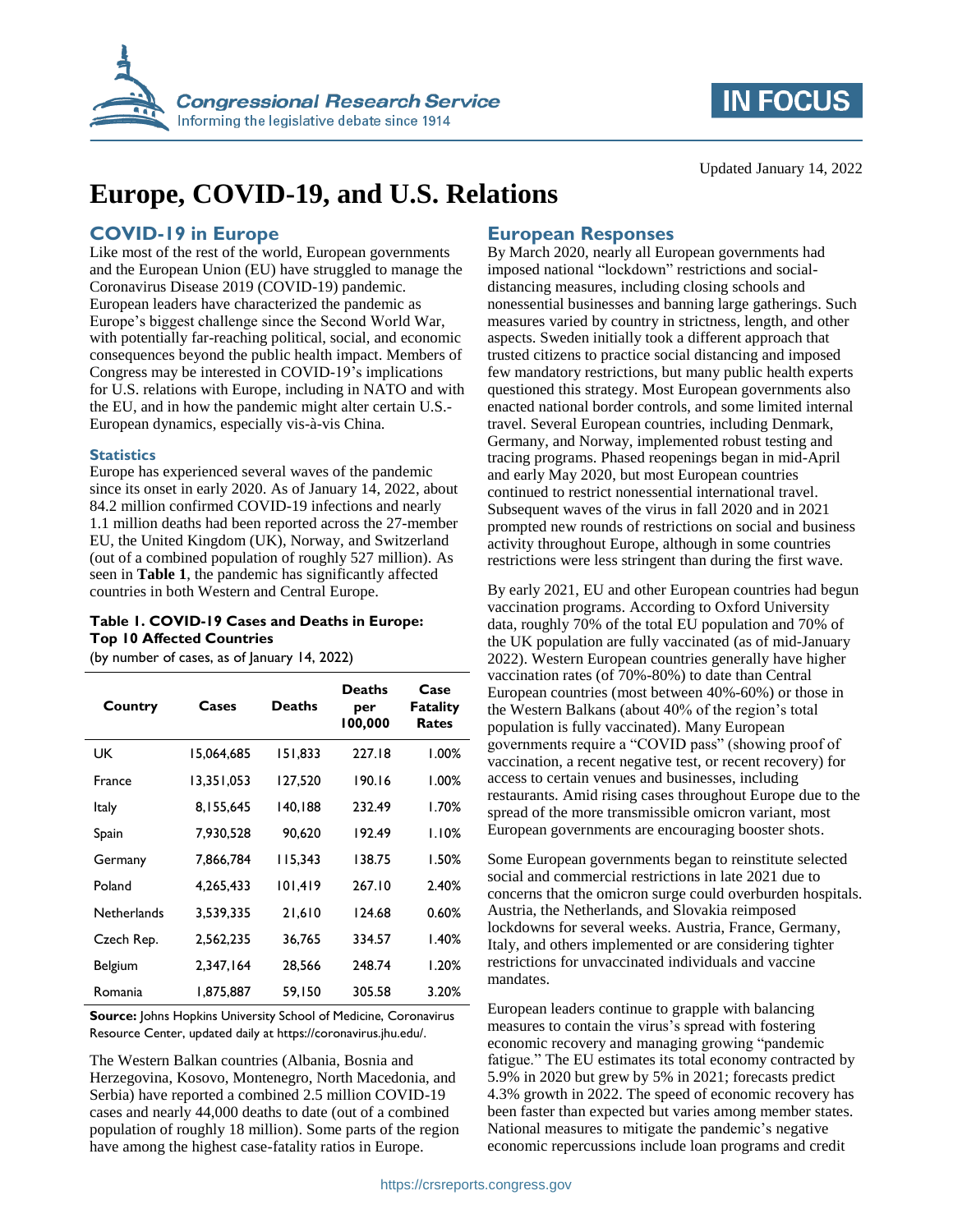Updated January 14, 2022

# Europe, COVID-19, and U.S. Relations

## COVID-19 in Europe

Like most of the rest of the world, European governments and the European Union (EU) have struggled to manage the Coronavirus Disease 2019 (COVID-19) pandemic. European leaders have characterized the pandemic as Europe's biggest challenge since the Second World War, with potentially far-reaching political, social, and economic consequences beyond the public health impact. Members of Congress may be interested in COVID-19's implications for U.S. relations with Europe, including in NATO and with the EU, and in how the pandemic might alter certain U.S.-European dynamics, especially vis-à-vis China.

### Statistics

Europe has experienced several waves of the pandemic since its onset in early 2020. As of January 14, 2022, about 84.2 million confirmed COVID-19 infections and nearly 1.1 million deaths had been reported across the 27-member EU, the United Kingdom (UK), Norway, and Switzerland (out of a combined population of roughly 527 million). As seen in **Table 1**, the pandemic has significantly affected countries in both Western and Central Europe.

**Table 1. COVID-19 Cases and Deaths in Europe: Top 10 Affected Countries**

(by number of cases, as of January 14, 2022)

| Country | Cases | Deaths | Deaths per 100,000 | Case Fatality Rates |
|---|---|---|---|---|
| UK | 15,064,685 | 151,833 | 227.18 | 1.00% |
| France | 13,351,053 | 127,520 | 190.16 | 1.00% |
| Italy | 8,155,645 | 140,188 | 232.49 | 1.70% |
| Spain | 7,930,528 | 90,620 | 192.49 | 1.10% |
| Germany | 7,866,784 | 115,343 | 138.75 | 1.50% |
| Poland | 4,265,433 | 101,419 | 267.10 | 2.40% |
| Netherlands | 3,539,335 | 21,610 | 124.68 | 0.60% |
| Czech Rep. | 2,562,235 | 36,765 | 334.57 | 1.40% |
| Belgium | 2,347,164 | 28,566 | 248.74 | 1.20% |
| Romania | 1,875,887 | 59,150 | 305.58 | 3.20% |

**Source:** Johns Hopkins University School of Medicine, Coronavirus Resource Center, updated daily at https://coronavirus.jhu.edu/.

The Western Balkan countries (Albania, Bosnia and Herzegovina, Kosovo, Montenegro, North Macedonia, and Serbia) have reported a combined 2.5 million COVID-19 cases and nearly 44,000 deaths to date (out of a combined population of roughly 18 million). Some parts of the region have among the highest case-fatality ratios in Europe.

## European Responses

By March 2020, nearly all European governments had imposed national "lockdown" restrictions and social-distancing measures, including closing schools and nonessential businesses and banning large gatherings. Such measures varied by country in strictness, length, and other aspects. Sweden initially took a different approach that trusted citizens to practice social distancing and imposed few mandatory restrictions, but many public health experts questioned this strategy. Most European governments also enacted national border controls, and some limited internal travel. Several European countries, including Denmark, Germany, and Norway, implemented robust testing and tracing programs. Phased reopenings began in mid-April and early May 2020, but most European countries continued to restrict nonessential international travel. Subsequent waves of the virus in fall 2020 and in 2021 prompted new rounds of restrictions on social and business activity throughout Europe, although in some countries restrictions were less stringent than during the first wave.

By early 2021, EU and other European countries had begun vaccination programs. According to Oxford University data, roughly 70% of the total EU population and 70% of the UK population are fully vaccinated (as of mid-January 2022). Western European countries generally have higher vaccination rates (of 70%-80%) to date than Central European countries (most between 40%-60%) or those in the Western Balkans (about 40% of the region's total population is fully vaccinated). Many European governments require a "COVID pass" (showing proof of vaccination, a recent negative test, or recent recovery) for access to certain venues and businesses, including restaurants. Amid rising cases throughout Europe due to the spread of the more transmissible omicron variant, most European governments are encouraging booster shots.

Some European governments began to reinstitute selected social and commercial restrictions in late 2021 due to concerns that the omicron surge could overburden hospitals. Austria, the Netherlands, and Slovakia reimposed lockdowns for several weeks. Austria, France, Germany, Italy, and others implemented or are considering tighter restrictions for unvaccinated individuals and vaccine mandates.

European leaders continue to grapple with balancing measures to contain the virus's spread with fostering economic recovery and managing growing "pandemic fatigue." The EU estimates its total economy contracted by 5.9% in 2020 but grew by 5% in 2021; forecasts predict 4.3% growth in 2022. The speed of economic recovery has been faster than expected but varies among member states. National measures to mitigate the pandemic's negative economic repercussions include loan programs and credit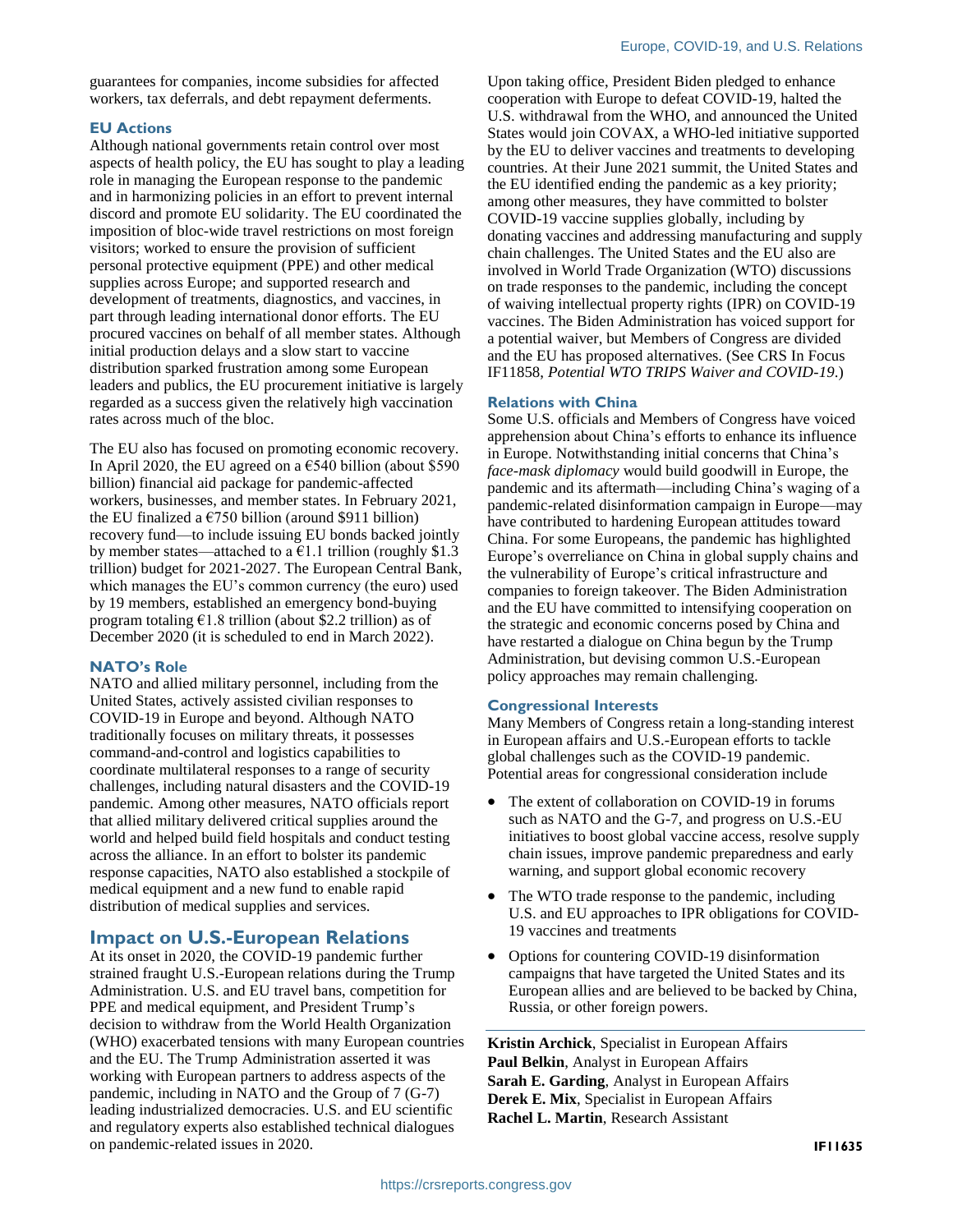guarantees for companies, income subsidies for affected workers, tax deferrals, and debt repayment deferments.

### EU Actions

Although national governments retain control over most aspects of health policy, the EU has sought to play a leading role in managing the European response to the pandemic and in harmonizing policies in an effort to prevent internal discord and promote EU solidarity. The EU coordinated the imposition of bloc-wide travel restrictions on most foreign visitors; worked to ensure the provision of sufficient personal protective equipment (PPE) and other medical supplies across Europe; and supported research and development of treatments, diagnostics, and vaccines, in part through leading international donor efforts. The EU procured vaccines on behalf of all member states. Although initial production delays and a slow start to vaccine distribution sparked frustration among some European leaders and publics, the EU procurement initiative is largely regarded as a success given the relatively high vaccination rates across much of the bloc.

The EU also has focused on promoting economic recovery. In April 2020, the EU agreed on a €540 billion (about $590 billion) financial aid package for pandemic-affected workers, businesses, and member states. In February 2021, the EU finalized a €750 billion (around $911 billion) recovery fund—to include issuing EU bonds backed jointly by member states—attached to a €1.1 trillion (roughly $1.3 trillion) budget for 2021-2027. The European Central Bank, which manages the EU's common currency (the euro) used by 19 members, established an emergency bond-buying program totaling €1.8 trillion (about $2.2 trillion) as of December 2020 (it is scheduled to end in March 2022).

### NATO's Role

NATO and allied military personnel, including from the United States, actively assisted civilian responses to COVID-19 in Europe and beyond. Although NATO traditionally focuses on military threats, it possesses command-and-control and logistics capabilities to coordinate multilateral responses to a range of security challenges, including natural disasters and the COVID-19 pandemic. Among other measures, NATO officials report that allied military delivered critical supplies around the world and helped build field hospitals and conduct testing across the alliance. In an effort to bolster its pandemic response capacities, NATO also established a stockpile of medical equipment and a new fund to enable rapid distribution of medical supplies and services.

## Impact on U.S.-European Relations

At its onset in 2020, the COVID-19 pandemic further strained fraught U.S.-European relations during the Trump Administration. U.S. and EU travel bans, competition for PPE and medical equipment, and President Trump's decision to withdraw from the World Health Organization (WHO) exacerbated tensions with many European countries and the EU. The Trump Administration asserted it was working with European partners to address aspects of the pandemic, including in NATO and the Group of 7 (G-7) leading industrialized democracies. U.S. and EU scientific and regulatory experts also established technical dialogues on pandemic-related issues in 2020.

Upon taking office, President Biden pledged to enhance cooperation with Europe to defeat COVID-19, halted the U.S. withdrawal from the WHO, and announced the United States would join COVAX, a WHO-led initiative supported by the EU to deliver vaccines and treatments to developing countries. At their June 2021 summit, the United States and the EU identified ending the pandemic as a key priority; among other measures, they have committed to bolster COVID-19 vaccine supplies globally, including by donating vaccines and addressing manufacturing and supply chain challenges. The United States and the EU also are involved in World Trade Organization (WTO) discussions on trade responses to the pandemic, including the concept of waiving intellectual property rights (IPR) on COVID-19 vaccines. The Biden Administration has voiced support for a potential waiver, but Members of Congress are divided and the EU has proposed alternatives. (See CRS In Focus IF11858, *Potential WTO TRIPS Waiver and COVID-19*.)

### Relations with China

Some U.S. officials and Members of Congress have voiced apprehension about China's efforts to enhance its influence in Europe. Notwithstanding initial concerns that China's *face-mask diplomacy* would build goodwill in Europe, the pandemic and its aftermath—including China's waging of a pandemic-related disinformation campaign in Europe—may have contributed to hardening European attitudes toward China. For some Europeans, the pandemic has highlighted Europe's overreliance on China in global supply chains and the vulnerability of Europe's critical infrastructure and companies to foreign takeover. The Biden Administration and the EU have committed to intensifying cooperation on the strategic and economic concerns posed by China and have restarted a dialogue on China begun by the Trump Administration, but devising common U.S.-European policy approaches may remain challenging.

### Congressional Interests

Many Members of Congress retain a long-standing interest in European affairs and U.S.-European efforts to tackle global challenges such as the COVID-19 pandemic. Potential areas for congressional consideration include

- The extent of collaboration on COVID-19 in forums such as NATO and the G-7, and progress on U.S.-EU initiatives to boost global vaccine access, resolve supply chain issues, improve pandemic preparedness and early warning, and support global economic recovery
- The WTO trade response to the pandemic, including U.S. and EU approaches to IPR obligations for COVID-19 vaccines and treatments
- Options for countering COVID-19 disinformation campaigns that have targeted the United States and its European allies and are believed to be backed by China, Russia, or other foreign powers.

---

**Kristin Archick**, Specialist in European Affairs
**Paul Belkin**, Analyst in European Affairs
**Sarah E. Garding**, Analyst in European Affairs
**Derek E. Mix**, Specialist in European Affairs
**Rachel L. Martin**, Research Assistant

IF11635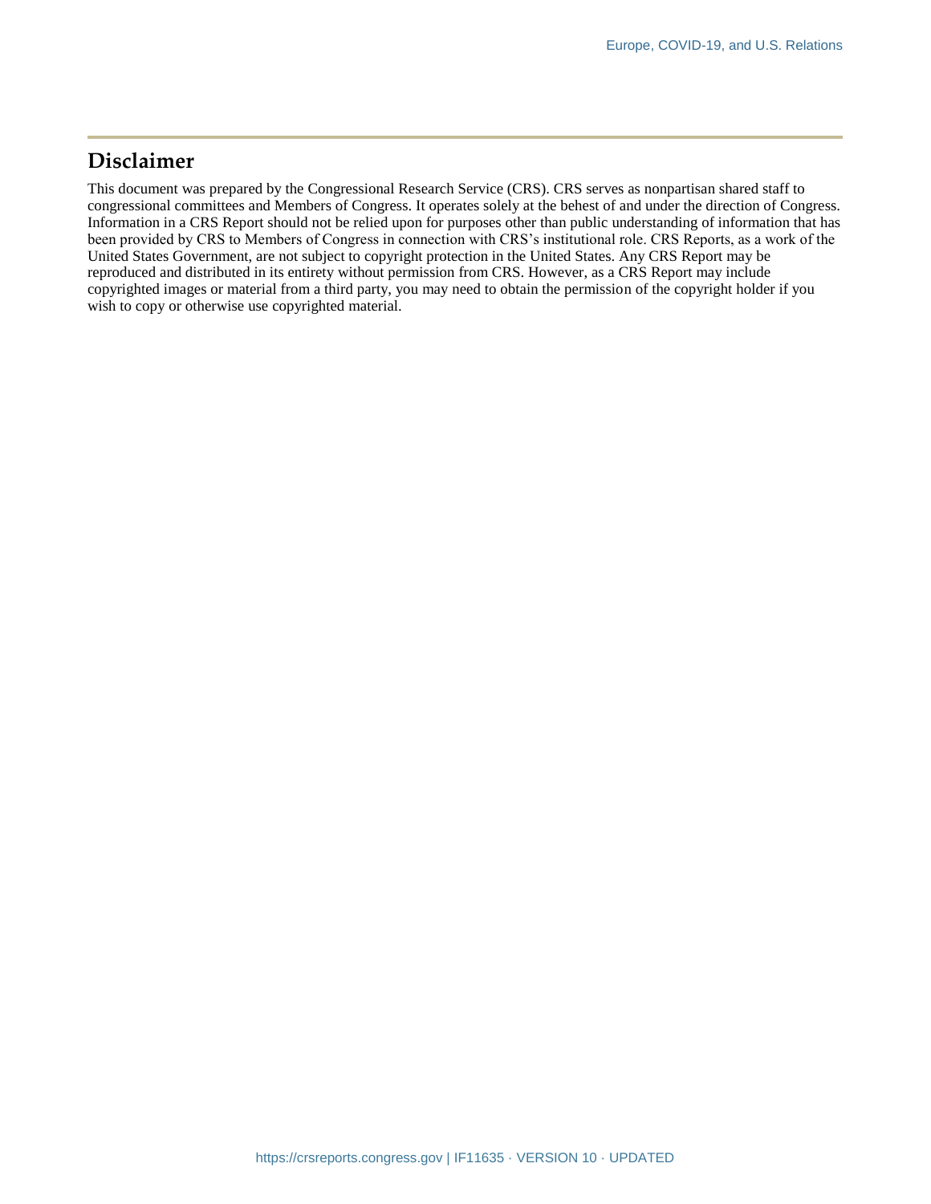## Disclaimer

This document was prepared by the Congressional Research Service (CRS). CRS serves as nonpartisan shared staff to congressional committees and Members of Congress. It operates solely at the behest of and under the direction of Congress. Information in a CRS Report should not be relied upon for purposes other than public understanding of information that has been provided by CRS to Members of Congress in connection with CRS's institutional role. CRS Reports, as a work of the United States Government, are not subject to copyright protection in the United States. Any CRS Report may be reproduced and distributed in its entirety without permission from CRS. However, as a CRS Report may include copyrighted images or material from a third party, you may need to obtain the permission of the copyright holder if you wish to copy or otherwise use copyrighted material.